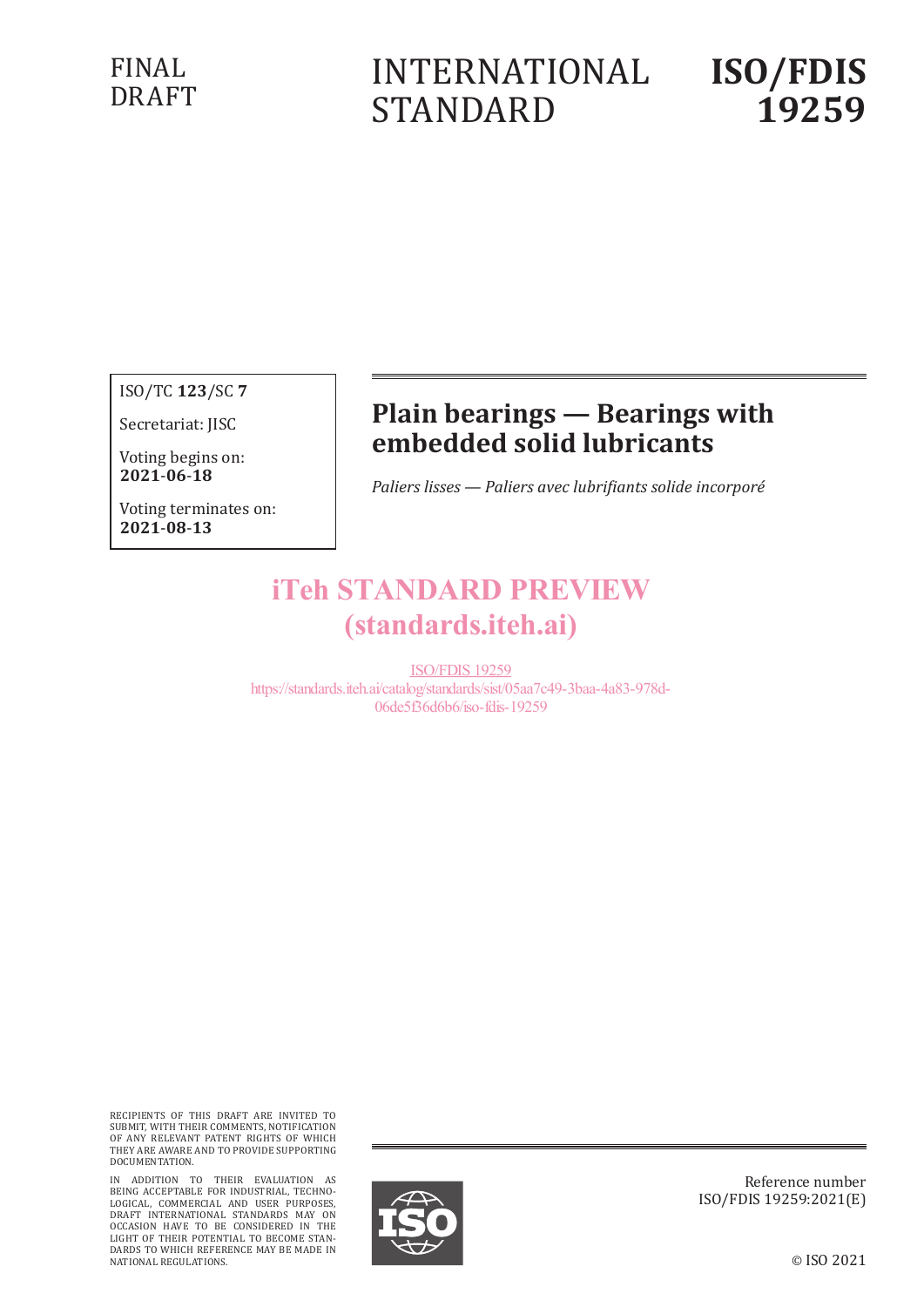FINAL DRAFT

INTERNATIONAL STANDARD

# ISO/FDIS 19259

ISO/TC **123**/SC **7**

Secretariat: JISC

Voting begins on:
**2021-06-18**

Voting terminates on:
**2021-08-13**

# Plain bearings — Bearings with embedded solid lubricants

*Paliers lisses — Paliers avec lubrifiants solide incorporé*

iTeh STANDARD PREVIEW
(standards.iteh.ai)

ISO/FDIS 19259
https://standards.iteh.ai/catalog/standards/sist/05aa7c49-3baa-4a83-978d-06de5f36d6b6/iso-fdis-19259

RECIPIENTS OF THIS DRAFT ARE INVITED TO SUBMIT, WITH THEIR COMMENTS, NOTIFICATION OF ANY RELEVANT PATENT RIGHTS OF WHICH THEY ARE AWARE AND TO PROVIDE SUPPORTING DOCUMENTATION.

IN ADDITION TO THEIR EVALUATION AS BEING ACCEPTABLE FOR INDUSTRIAL, TECHNOLOGICAL, COMMERCIAL AND USER PURPOSES, DRAFT INTERNATIONAL STANDARDS MAY ON OCCASION HAVE TO BE CONSIDERED IN THE LIGHT OF THEIR POTENTIAL TO BECOME STANDARDS TO WHICH REFERENCE MAY BE MADE IN NATIONAL REGULATIONS.

Reference number
ISO/FDIS 19259:2021(E)

© ISO 2021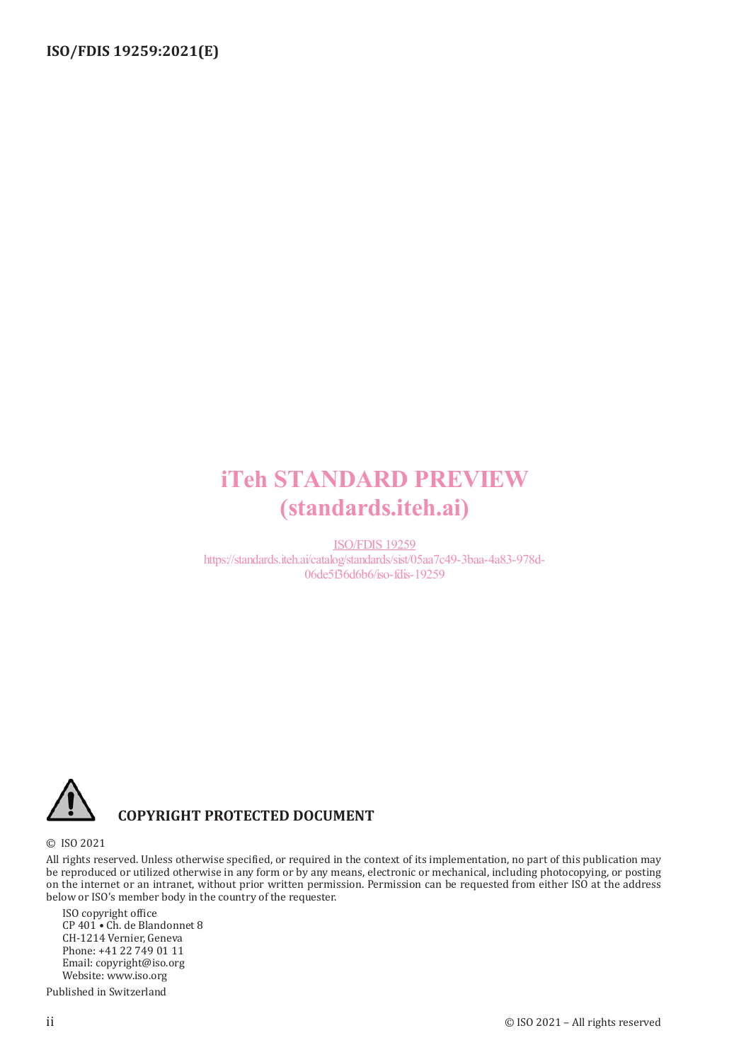iTeh STANDARD PREVIEW
(standards.iteh.ai)

ISO/FDIS 19259
https://standards.iteh.ai/catalog/standards/sist/05aa7c49-3baa-4a83-978d-06de5f36d6b6/iso-fdis-19259

**COPYRIGHT PROTECTED DOCUMENT**

© ISO 2021

All rights reserved. Unless otherwise specified, or required in the context of its implementation, no part of this publication may be reproduced or utilized otherwise in any form or by any means, electronic or mechanical, including photocopying, or posting on the internet or an intranet, without prior written permission. Permission can be requested from either ISO at the address below or ISO's member body in the country of the requester.

ISO copyright office
CP 401 • Ch. de Blandonnet 8
CH-1214 Vernier, Geneva
Phone: +41 22 749 01 11
Email: copyright@iso.org
Website: www.iso.org

Published in Switzerland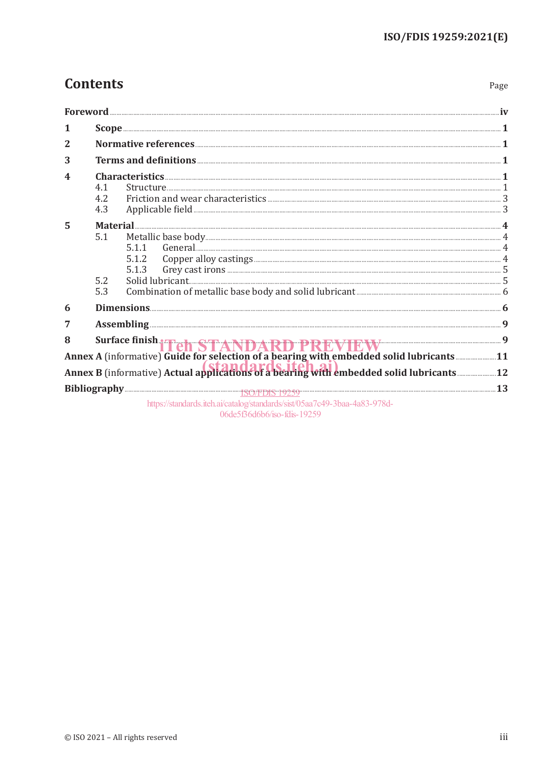# Contents

| | | Page |
|---|---|---|
| **Foreword** | | **iv** |
| **1** | **Scope** | **1** |
| **2** | **Normative references** | **1** |
| **3** | **Terms and definitions** | **1** |
| **4** | **Characteristics** | **1** |
| | 4.1 Structure | 1 |
| | 4.2 Friction and wear characteristics | 3 |
| | 4.3 Applicable field | 3 |
| **5** | **Material** | **4** |
| | 5.1 Metallic base body | 4 |
| | 5.1.1 General | 4 |
| | 5.1.2 Copper alloy castings | 4 |
| | 5.1.3 Grey cast irons | 5 |
| | 5.2 Solid lubricant | 5 |
| | 5.3 Combination of metallic base body and solid lubricant | 6 |
| **6** | **Dimensions** | **6** |
| **7** | **Assembling** | **9** |
| **8** | **Surface finish** | **9** |
| **Annex A** (informative) **Guide for selection of a bearing with embedded solid lubricants** | | **11** |
| **Annex B** (informative) **Actual applications of a bearing with embedded solid lubricants** | | **12** |
| **Bibliography** | | **13** |

iTeh STANDARD PREVIEW
(standards.iteh.ai)
ISO/FDIS 19259
https://standards.iteh.ai/catalog/standards/sist/05aa7c49-3baa-4a83-978d-06de5f36d6b6/iso-fdis-19259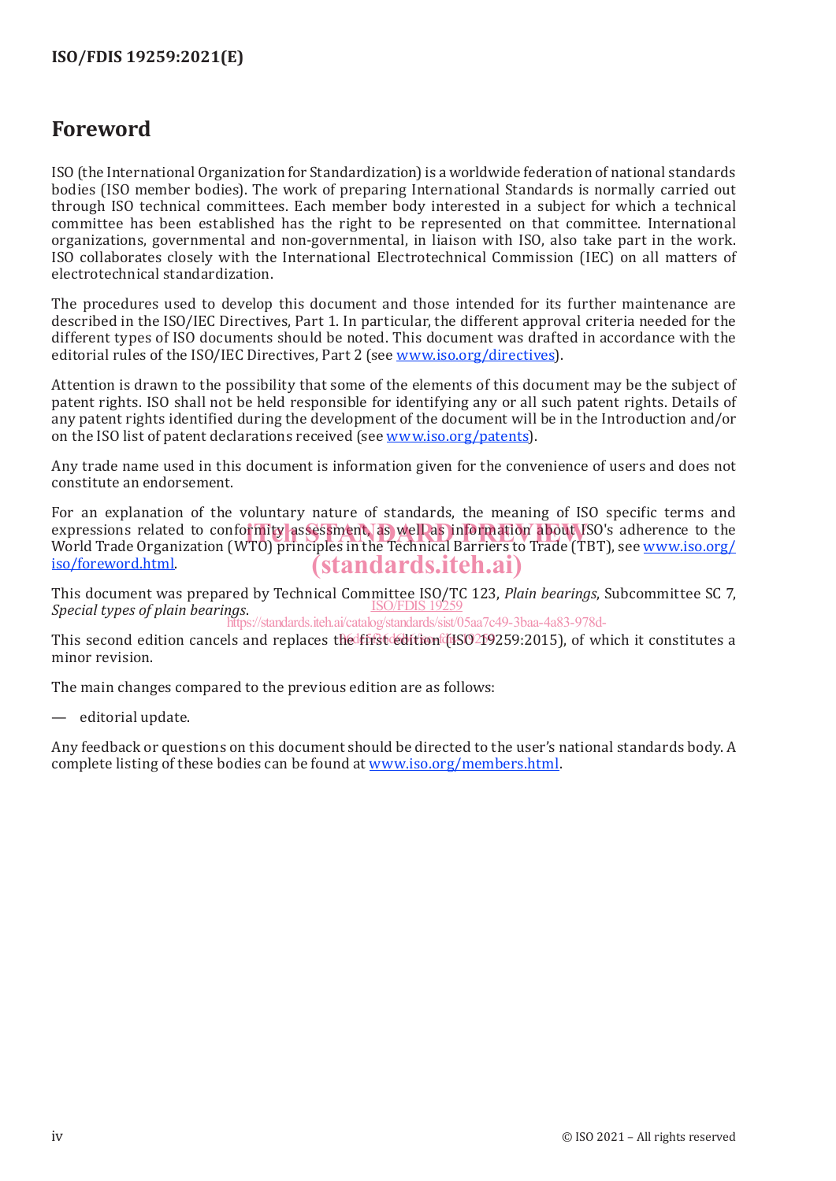# Foreword

ISO (the International Organization for Standardization) is a worldwide federation of national standards bodies (ISO member bodies). The work of preparing International Standards is normally carried out through ISO technical committees. Each member body interested in a subject for which a technical committee has been established has the right to be represented on that committee. International organizations, governmental and non-governmental, in liaison with ISO, also take part in the work. ISO collaborates closely with the International Electrotechnical Commission (IEC) on all matters of electrotechnical standardization.

The procedures used to develop this document and those intended for its further maintenance are described in the ISO/IEC Directives, Part 1. In particular, the different approval criteria needed for the different types of ISO documents should be noted. This document was drafted in accordance with the editorial rules of the ISO/IEC Directives, Part 2 (see www.iso.org/directives).

Attention is drawn to the possibility that some of the elements of this document may be the subject of patent rights. ISO shall not be held responsible for identifying any or all such patent rights. Details of any patent rights identified during the development of the document will be in the Introduction and/or on the ISO list of patent declarations received (see www.iso.org/patents).

Any trade name used in this document is information given for the convenience of users and does not constitute an endorsement.

For an explanation of the voluntary nature of standards, the meaning of ISO specific terms and expressions related to conformity assessment, as well as information about ISO's adherence to the World Trade Organization (WTO) principles in the Technical Barriers to Trade (TBT), see www.iso.org/iso/foreword.html.

This document was prepared by Technical Committee ISO/TC 123, *Plain bearings*, Subcommittee SC 7, *Special types of plain bearings*.

This second edition cancels and replaces the first edition (ISO 19259:2015), of which it constitutes a minor revision.

The main changes compared to the previous edition are as follows:

— editorial update.

Any feedback or questions on this document should be directed to the user's national standards body. A complete listing of these bodies can be found at www.iso.org/members.html.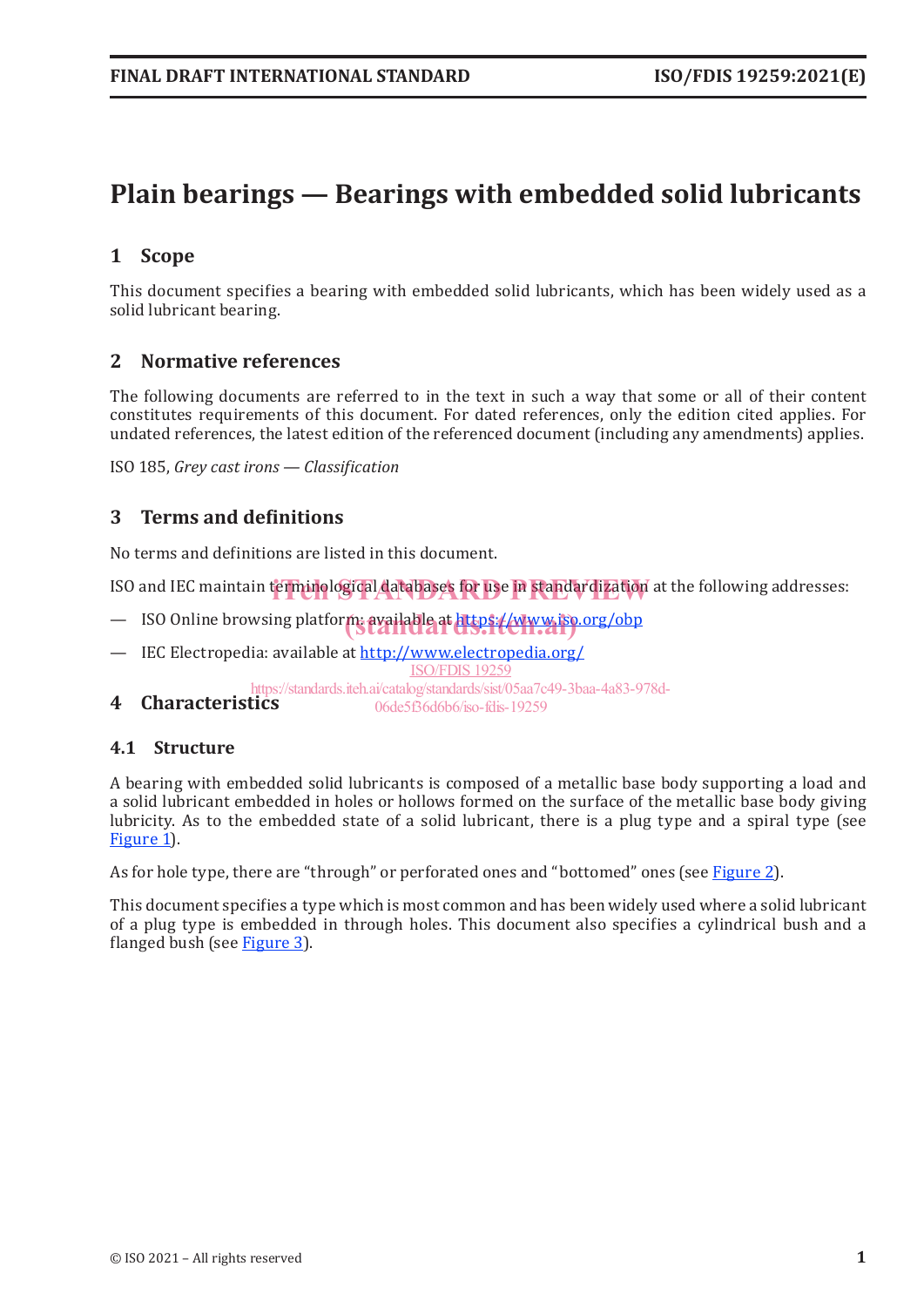# Plain bearings — Bearings with embedded solid lubricants

## 1 Scope

This document specifies a bearing with embedded solid lubricants, which has been widely used as a solid lubricant bearing.

## 2 Normative references

The following documents are referred to in the text in such a way that some or all of their content constitutes requirements of this document. For dated references, only the edition cited applies. For undated references, the latest edition of the referenced document (including any amendments) applies.

ISO 185, *Grey cast irons — Classification*

## 3 Terms and definitions

No terms and definitions are listed in this document.

ISO and IEC maintain terminological databases for use in standardization at the following addresses:

— ISO Online browsing platform: available at https://www.iso.org/obp

— IEC Electropedia: available at http://www.electropedia.org/

## 4 Characteristics

### 4.1 Structure

A bearing with embedded solid lubricants is composed of a metallic base body supporting a load and a solid lubricant embedded in holes or hollows formed on the surface of the metallic base body giving lubricity. As to the embedded state of a solid lubricant, there is a plug type and a spiral type (see Figure 1).

As for hole type, there are “through” or perforated ones and “bottomed” ones (see Figure 2).

This document specifies a type which is most common and has been widely used where a solid lubricant of a plug type is embedded in through holes. This document also specifies a cylindrical bush and a flanged bush (see Figure 3).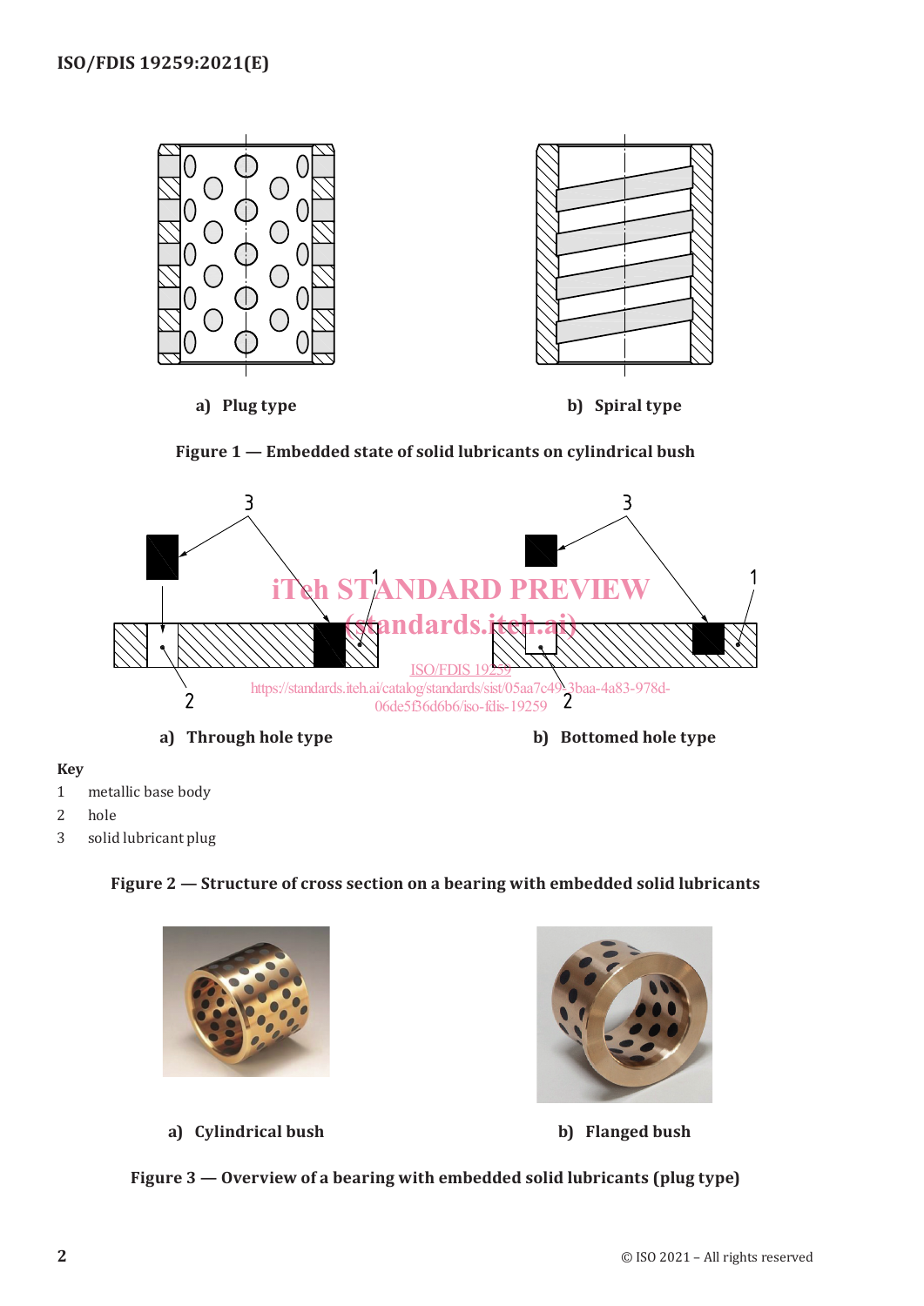a) Plug type

b) Spiral type

**Figure 1 — Embedded state of solid lubricants on cylindrical bush**

a) Through hole type

b) Bottomed hole type

**Key**

1 metallic base body

2 hole

3 solid lubricant plug

**Figure 2 — Structure of cross section on a bearing with embedded solid lubricants**

a) Cylindrical bush

b) Flanged bush

**Figure 3 — Overview of a bearing with embedded solid lubricants (plug type)**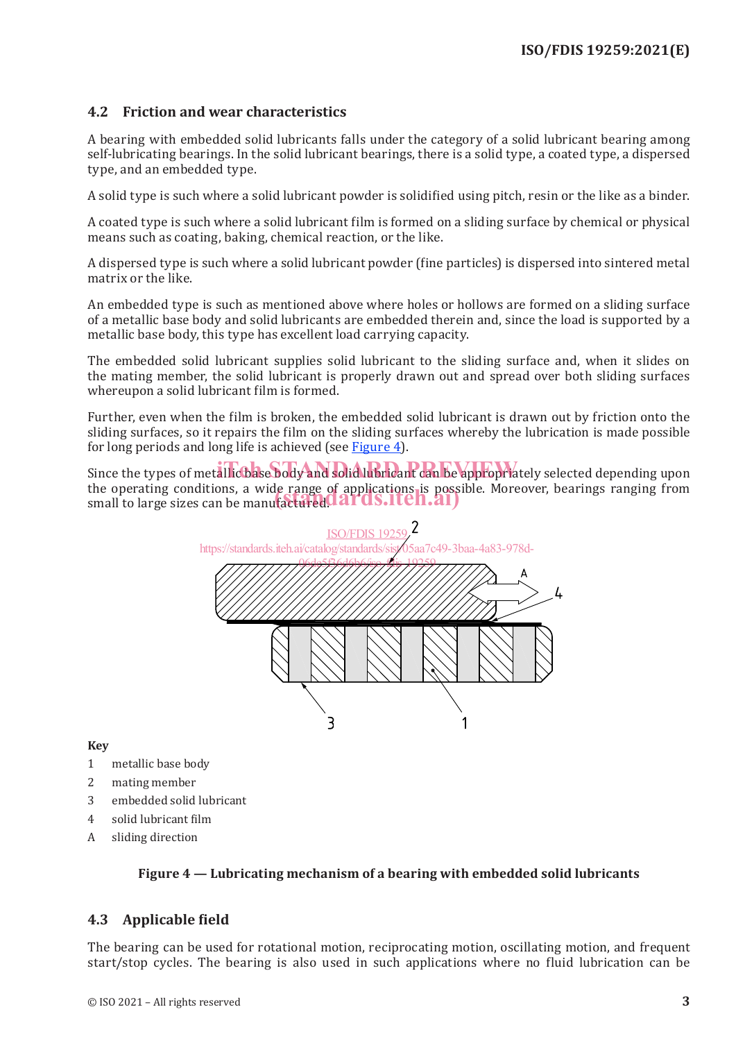## 4.2 Friction and wear characteristics

A bearing with embedded solid lubricants falls under the category of a solid lubricant bearing among self-lubricating bearings. In the solid lubricant bearings, there is a solid type, a coated type, a dispersed type, and an embedded type.

A solid type is such where a solid lubricant powder is solidified using pitch, resin or the like as a binder.

A coated type is such where a solid lubricant film is formed on a sliding surface by chemical or physical means such as coating, baking, chemical reaction, or the like.

A dispersed type is such where a solid lubricant powder (fine particles) is dispersed into sintered metal matrix or the like.

An embedded type is such as mentioned above where holes or hollows are formed on a sliding surface of a metallic base body and solid lubricants are embedded therein and, since the load is supported by a metallic base body, this type has excellent load carrying capacity.

The embedded solid lubricant supplies solid lubricant to the sliding surface and, when it slides on the mating member, the solid lubricant is properly drawn out and spread over both sliding surfaces whereupon a solid lubricant film is formed.

Further, even when the film is broken, the embedded solid lubricant is drawn out by friction onto the sliding surfaces, so it repairs the film on the sliding surfaces whereby the lubrication is made possible for long periods and long life is achieved (see Figure 4).

Since the types of metallic base body and solid lubricant can be appropriately selected depending upon the operating conditions, a wide range of applications is possible. Moreover, bearings ranging from small to large sizes can be manufactured.

**Key**

1 metallic base body

2 mating member

3 embedded solid lubricant

4 solid lubricant film

A sliding direction

**Figure 4 — Lubricating mechanism of a bearing with embedded solid lubricants**

## 4.3 Applicable field

The bearing can be used for rotational motion, reciprocating motion, oscillating motion, and frequent start/stop cycles. The bearing is also used in such applications where no fluid lubrication can be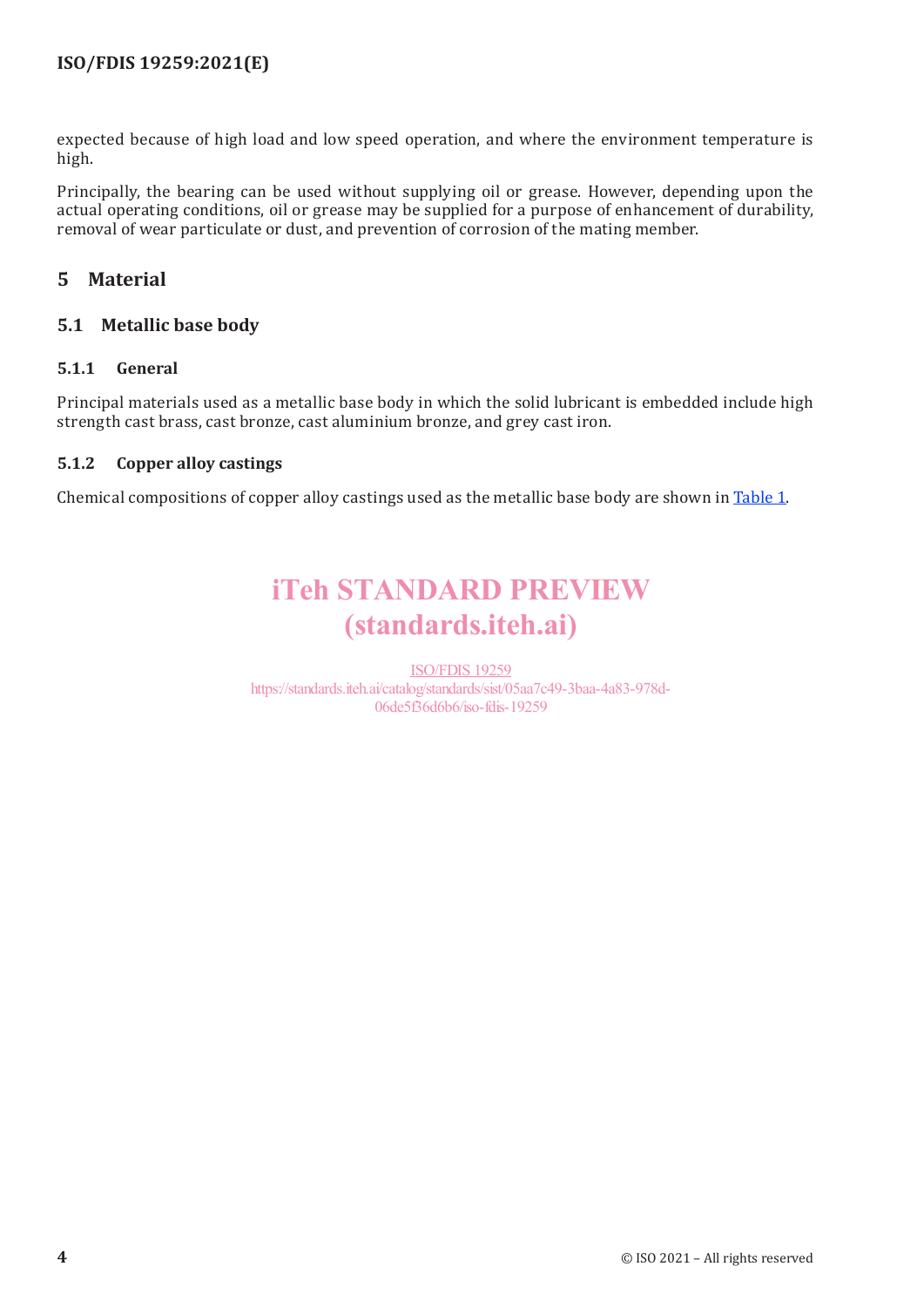expected because of high load and low speed operation, and where the environment temperature is high.

Principally, the bearing can be used without supplying oil or grease. However, depending upon the actual operating conditions, oil or grease may be supplied for a purpose of enhancement of durability, removal of wear particulate or dust, and prevention of corrosion of the mating member.

# 5 Material

## 5.1 Metallic base body

### 5.1.1 General

Principal materials used as a metallic base body in which the solid lubricant is embedded include high strength cast brass, cast bronze, cast aluminium bronze, and grey cast iron.

### 5.1.2 Copper alloy castings

Chemical compositions of copper alloy castings used as the metallic base body are shown in Table 1.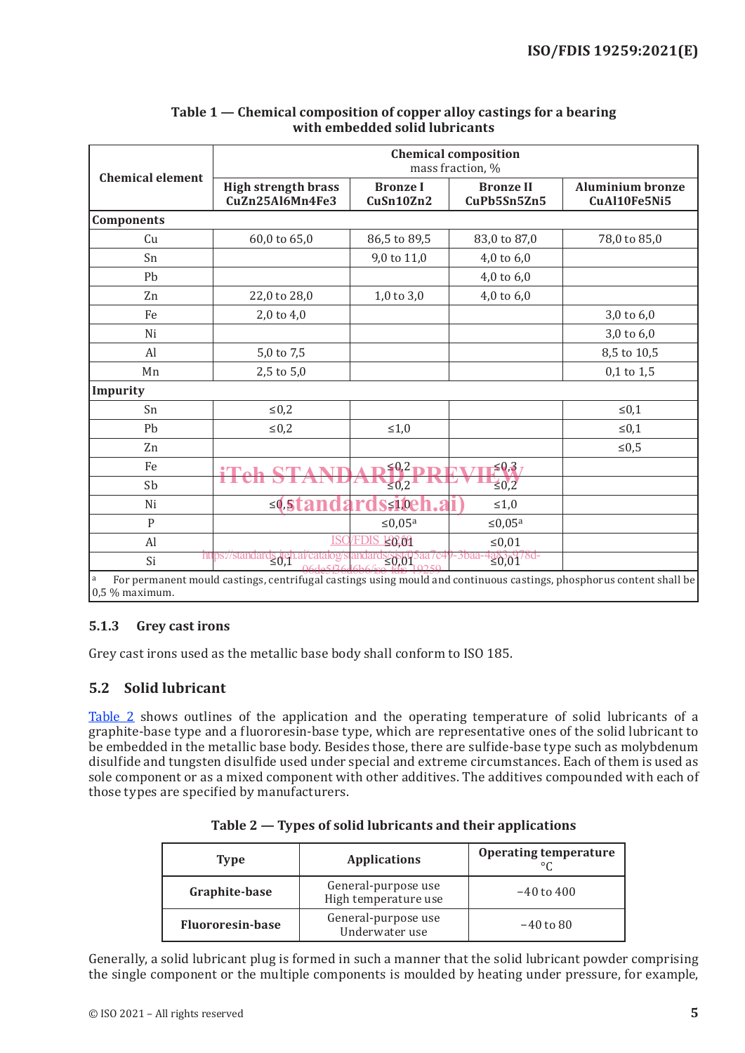**Table 1 — Chemical composition of copper alloy castings for a bearing with embedded solid lubricants**

| Chemical element | Chemical composition mass fraction, % | | | |
|---|---|---|---|---|
| | High strength brass CuZn25Al6Mn4Fe3 | Bronze I CuSn10Zn2 | Bronze II CuPb5Sn5Zn5 | Aluminium bronze CuAl10Fe5Ni5 |
| **Components** | | | | |
| Cu | 60,0 to 65,0 | 86,5 to 89,5 | 83,0 to 87,0 | 78,0 to 85,0 |
| Sn | | 9,0 to 11,0 | 4,0 to 6,0 | |
| Pb | | | 4,0 to 6,0 | |
| Zn | 22,0 to 28,0 | 1,0 to 3,0 | 4,0 to 6,0 | |
| Fe | 2,0 to 4,0 | | | 3,0 to 6,0 |
| Ni | | | | 3,0 to 6,0 |
| Al | 5,0 to 7,5 | | | 8,5 to 10,5 |
| Mn | 2,5 to 5,0 | | | 0,1 to 1,5 |
| **Impurity** | | | | |
| Sn | ≤0,2 | | | ≤0,1 |
| Pb | ≤0,2 | ≤1,0 | | ≤0,1 |
| Zn | | | | ≤0,5 |
| Fe | | ≤0,2 | ≤0,3 | |
| Sb | | ≤0,2 | ≤0,2 | |
| Ni | ≤0,5 | ≤1,0 | ≤1,0 | |
| P | | ≤0,05[a] | ≤0,05[a] | |
| Al | | ≤0,01 | ≤0,01 | |
| Si | ≤0,1 | ≤0,01 | ≤0,01 | |

[a] For permanent mould castings, centrifugal castings using mould and continuous castings, phosphorus content shall be 0,5 % maximum.

### 5.1.3 Grey cast irons

Grey cast irons used as the metallic base body shall conform to ISO 185.

## 5.2 Solid lubricant

Table 2 shows outlines of the application and the operating temperature of solid lubricants of a graphite-base type and a fluororesin-base type, which are representative ones of the solid lubricant to be embedded in the metallic base body. Besides those, there are sulfide-base type such as molybdenum disulfide and tungsten disulfide used under special and extreme circumstances. Each of them is used as sole component or as a mixed component with other additives. The additives compounded with each of those types are specified by manufacturers.

**Table 2 — Types of solid lubricants and their applications**

| Type | Applications | Operating temperature °C |
|---|---|---|
| **Graphite-base** | General-purpose use<br>High temperature use | −40 to 400 |
| **Fluororesin-base** | General-purpose use<br>Underwater use | −40 to 80 |

Generally, a solid lubricant plug is formed in such a manner that the solid lubricant powder comprising the single component or the multiple components is moulded by heating under pressure, for example,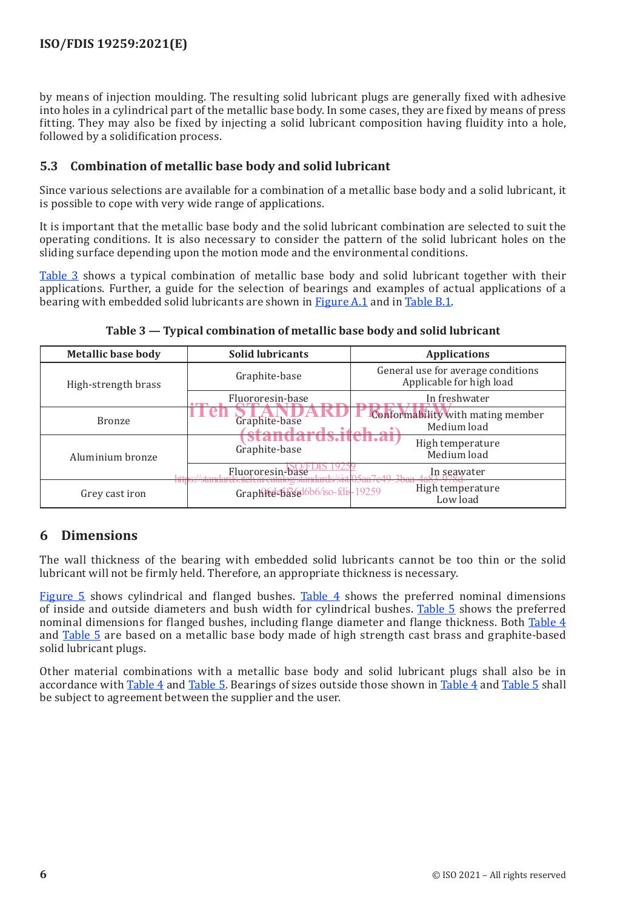by means of injection moulding. The resulting solid lubricant plugs are generally fixed with adhesive into holes in a cylindrical part of the metallic base body. In some cases, they are fixed by means of press fitting. They may also be fixed by injecting a solid lubricant composition having fluidity into a hole, followed by a solidification process.

### 5.3 Combination of metallic base body and solid lubricant

Since various selections are available for a combination of a metallic base body and a solid lubricant, it is possible to cope with very wide range of applications.

It is important that the metallic base body and the solid lubricant combination are selected to suit the operating conditions. It is also necessary to consider the pattern of the solid lubricant holes on the sliding surface depending upon the motion mode and the environmental conditions.

Table 3 shows a typical combination of metallic base body and solid lubricant together with their applications. Further, a guide for the selection of bearings and examples of actual applications of a bearing with embedded solid lubricants are shown in Figure A.1 and in Table B.1.

**Table 3 — Typical combination of metallic base body and solid lubricant**

| Metallic base body | Solid lubricants | Applications |
|---|---|---|
| High-strength brass | Graphite-base | General use for average conditions<br>Applicable for high load |
| | Fluororesin-base | In freshwater |
| Bronze | Graphite-base | Conformability with mating member<br>Medium load |
| Aluminium bronze | Graphite-base | High temperature<br>Medium load |
| | Fluororesin-base | In seawater |
| Grey cast iron | Graphite-base | High temperature<br>Low load |

## 6 Dimensions

The wall thickness of the bearing with embedded solid lubricants cannot be too thin or the solid lubricant will not be firmly held. Therefore, an appropriate thickness is necessary.

Figure 5 shows cylindrical and flanged bushes. Table 4 shows the preferred nominal dimensions of inside and outside diameters and bush width for cylindrical bushes. Table 5 shows the preferred nominal dimensions for flanged bushes, including flange diameter and flange thickness. Both Table 4 and Table 5 are based on a metallic base body made of high strength cast brass and graphite-based solid lubricant plugs.

Other material combinations with a metallic base body and solid lubricant plugs shall also be in accordance with Table 4 and Table 5. Bearings of sizes outside those shown in Table 4 and Table 5 shall be subject to agreement between the supplier and the user.